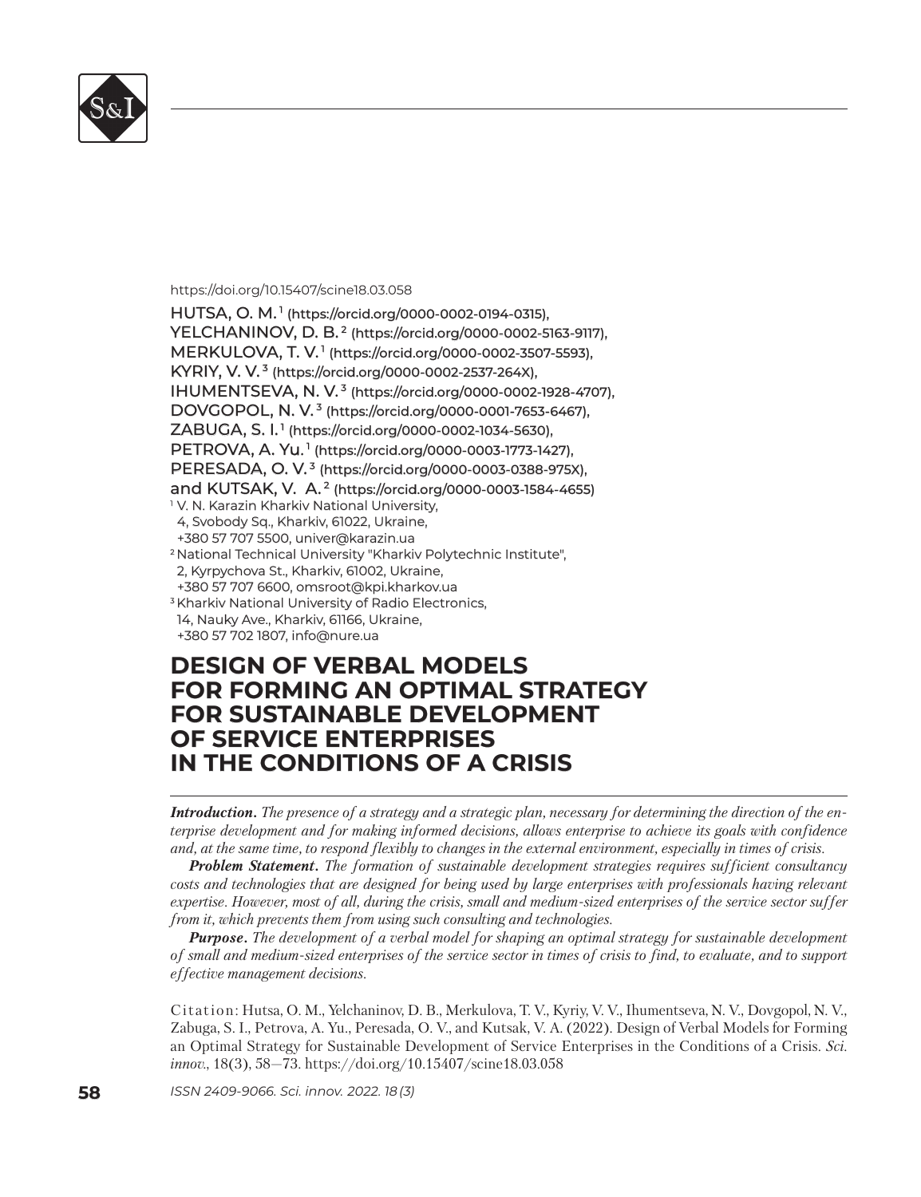https://doi.org/10.15407/scine18.03.058

HUTSA, O. M.[1] (https://orcid.org/0000-0002-0194-0315),
YELCHANINOV, D. B.[2] (https://orcid.org/0000-0002-5163-9117),
MERKULOVA, T. V.[1] (https://orcid.org/0000-0002-3507-5593),
KYRIY, V. V.[3] (https://orcid.org/0000-0002-2537-264X),
IHUMENTSEVA, N. V.[3] (https://orcid.org/0000-0002-1928-4707),
DOVGOPOL, N. V.[3] (https://orcid.org/0000-0001-7653-6467),
ZABUGA, S. I.[1] (https://orcid.org/0000-0002-1034-5630),
PETROVA, A. Yu.[1] (https://orcid.org/0000-0003-1773-1427),
PERESADA, O. V.[3] (https://orcid.org/0000-0003-0388-975X),
and KUTSAK, V. A.[2] (https://orcid.org/0000-0003-1584-4655)

[1] V. N. Karazin Kharkiv National University,
4, Svobody Sq., Kharkiv, 61022, Ukraine,
+380 57 707 5500, univer@karazin.ua

[2] National Technical University "Kharkiv Polytechnic Institute",
2, Kyrpychova St., Kharkiv, 61002, Ukraine,
+380 57 707 6600, omsroot@kpi.kharkov.ua

[3] Kharkiv National University of Radio Electronics,
14, Nauky Ave., Kharkiv, 61166, Ukraine,
+380 57 702 1807, info@nure.ua

# DESIGN OF VERBAL MODELS FOR FORMING AN OPTIMAL STRATEGY FOR SUSTAINABLE DEVELOPMENT OF SERVICE ENTERPRISES IN THE CONDITIONS OF A CRISIS

***Introduction.*** *The presence of a strategy and a strategic plan, necessary for determining the direction of the enterprise development and for making informed decisions, allows enterprise to achieve its goals with confidence and, at the same time, to respond flexibly to changes in the external environment, especially in times of crisis.*

***Problem Statement.*** *The formation of sustainable development strategies requires sufficient consultancy costs and technologies that are designed for being used by large enterprises with professionals having relevant expertise. However, most of all, during the crisis, small and medium-sized enterprises of the service sector suffer from it, which prevents them from using such consulting and technologies.*

***Purpose.*** *The development of a verbal model for shaping an optimal strategy for sustainable development of small and medium-sized enterprises of the service sector in times of crisis to find, to evaluate, and to support effective management decisions.*

Citation: Hutsa, O. M., Yelchaninov, D. B., Merkulova, T. V., Kyriy, V. V., Ihumentseva, N. V., Dovgopol, N. V., Zabuga, S. I., Petrova, A. Yu., Peresada, O. V., and Kutsak, V. A. (2022). Design of Verbal Models for Forming an Optimal Strategy for Sustainable Development of Service Enterprises in the Conditions of a Crisis. *Sci. innov.*, 18(3), 58—73. https://doi.org/10.15407/scine18.03.058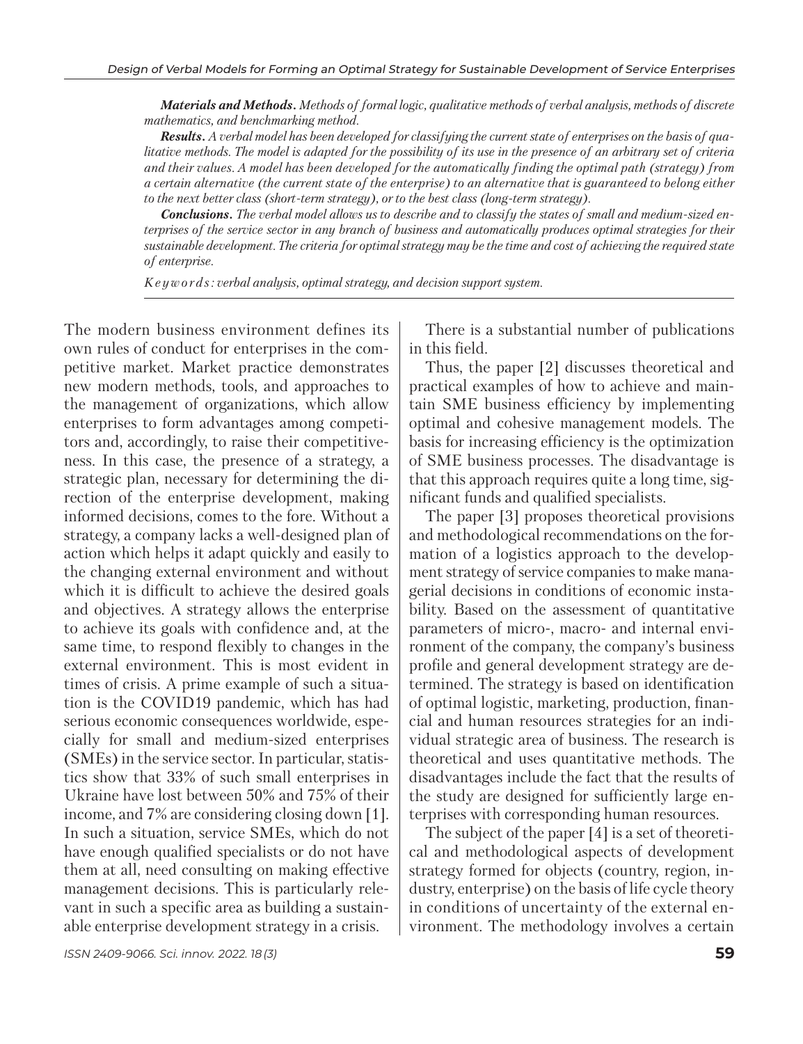***Materials and Methods.*** *Methods of formal logic, qualitative methods of verbal analysis, methods of discrete mathematics, and benchmarking method.*

***Results.*** *A verbal model has been developed for classifying the current state of enterprises on the basis of qualitative methods. The model is adapted for the possibility of its use in the presence of an arbitrary set of criteria and their values. A model has been developed for the automatically finding the optimal path (strategy) from a certain alternative (the current state of the enterprise) to an alternative that is guaranteed to belong either to the next better class (short-term strategy), or to the best class (long-term strategy).*

***Conclusions.*** *The verbal model allows us to describe and to classify the states of small and medium-sized enterprises of the service sector in any branch of business and automatically produces optimal strategies for their sustainable development. The criteria for optimal strategy may be the time and cost of achieving the required state of enterprise.*

*Keywords: verbal analysis, optimal strategy, and decision support system.*

The modern business environment defines its own rules of conduct for enterprises in the competitive market. Market practice demonstrates new modern methods, tools, and approaches to the management of organizations, which allow enterprises to form advantages among competitors and, accordingly, to raise their competitiveness. In this case, the presence of a strategy, a strategic plan, necessary for determining the direction of the enterprise development, making informed decisions, comes to the fore. Without a strategy, a company lacks a well-designed plan of action which helps it adapt quickly and easily to the changing external environment and without which it is difficult to achieve the desired goals and objectives. A strategy allows the enterprise to achieve its goals with confidence and, at the same time, to respond flexibly to changes in the external environment. This is most evident in times of crisis. A prime example of such a situation is the COVID19 pandemic, which has had serious economic consequences worldwide, especially for small and medium-sized enterprises (SMEs) in the service sector. In particular, statistics show that 33% of such small enterprises in Ukraine have lost between 50% and 75% of their income, and 7% are considering closing down [1]. In such a situation, service SMEs, which do not have enough qualified specialists or do not have them at all, need consulting on making effective management decisions. This is particularly relevant in such a specific area as building a sustainable enterprise development strategy in a crisis.

There is a substantial number of publications in this field.

Thus, the paper [2] discusses theoretical and practical examples of how to achieve and maintain SME business efficiency by implementing optimal and cohesive management models. The basis for increasing efficiency is the optimization of SME business processes. The disadvantage is that this approach requires quite a long time, significant funds and qualified specialists.

The paper [3] proposes theoretical provisions and methodological recommendations on the formation of a logistics approach to the development strategy of service companies to make managerial decisions in conditions of economic instability. Based on the assessment of quantitative parameters of micro-, macro- and internal environment of the company, the company's business profile and general development strategy are determined. The strategy is based on identification of optimal logistic, marketing, production, financial and human resources strategies for an individual strategic area of business. The research is theoretical and uses quantitative methods. The disadvantages include the fact that the results of the study are designed for sufficiently large enterprises with corresponding human resources.

The subject of the paper [4] is a set of theoretical and methodological aspects of development strategy formed for objects (country, region, industry, enterprise) on the basis of life cycle theory in conditions of uncertainty of the external environment. The methodology involves a certain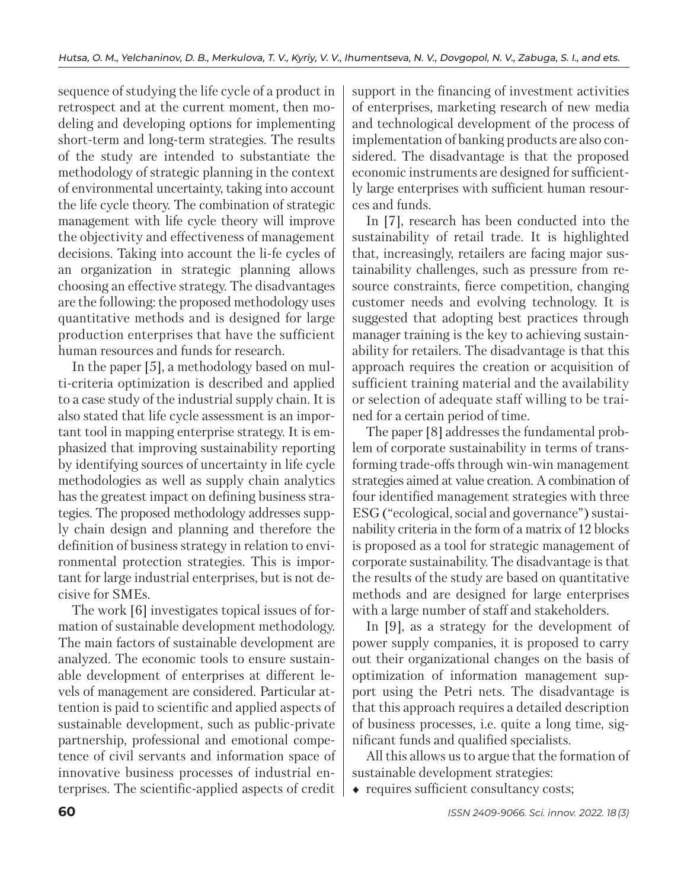sequence of studying the life cycle of a product in retrospect and at the current moment, then modeling and developing options for implementing short-term and long-term strategies. The results of the study are intended to substantiate the methodology of strategic planning in the context of environmental uncertainty, taking into account the life cycle theory. The combination of strategic management with life cycle theory will improve the objectivity and effectiveness of management decisions. Taking into account the li-fe cycles of an organization in strategic planning allows choosing an effective strategy. The disadvantages are the following: the proposed methodology uses quantitative methods and is designed for large production enterprises that have the sufficient human resources and funds for research.

In the paper [5], a methodology based on multi-criteria optimization is described and applied to a case study of the industrial supply chain. It is also stated that life cycle assessment is an important tool in mapping enterprise strategy. It is emphasized that improving sustainability reporting by identifying sources of uncertainty in life cycle methodologies as well as supply chain analytics has the greatest impact on defining business strategies. The proposed methodology addresses supply chain design and planning and therefore the definition of business strategy in relation to environmental protection strategies. This is important for large industrial enterprises, but is not decisive for SMEs.

The work [6] investigates topical issues of formation of sustainable development methodology. The main factors of sustainable development are analyzed. The economic tools to ensure sustainable development of enterprises at different levels of management are considered. Particular attention is paid to scientific and applied aspects of sustainable development, such as public-private partnership, professional and emotional competence of civil servants and information space of innovative business processes of industrial enterprises. The scientific-applied aspects of credit support in the financing of investment activities of enterprises, marketing research of new media and technological development of the process of implementation of banking products are also considered. The disadvantage is that the proposed economic instruments are designed for sufficiently large enterprises with sufficient human resources and funds.

In [7], research has been conducted into the sustainability of retail trade. It is highlighted that, increasingly, retailers are facing major sustainability challenges, such as pressure from resource constraints, fierce competition, changing customer needs and evolving technology. It is suggested that adopting best practices through manager training is the key to achieving sustainability for retailers. The disadvantage is that this approach requires the creation or acquisition of sufficient training material and the availability or selection of adequate staff willing to be trained for a certain period of time.

The paper [8] addresses the fundamental problem of corporate sustainability in terms of transforming trade-offs through win-win management strategies aimed at value creation. A combination of four identified management strategies with three ESG ("ecological, social and governance") sustainability criteria in the form of a matrix of 12 blocks is proposed as a tool for strategic management of corporate sustainability. The disadvantage is that the results of the study are based on quantitative methods and are designed for large enterprises with a large number of staff and stakeholders.

In [9], as a strategy for the development of power supply companies, it is proposed to carry out their organizational changes on the basis of optimization of information management support using the Petri nets. The disadvantage is that this approach requires a detailed description of business processes, i.e. quite a long time, significant funds and qualified specialists.

All this allows us to argue that the formation of sustainable development strategies:

- requires sufficient consultancy costs;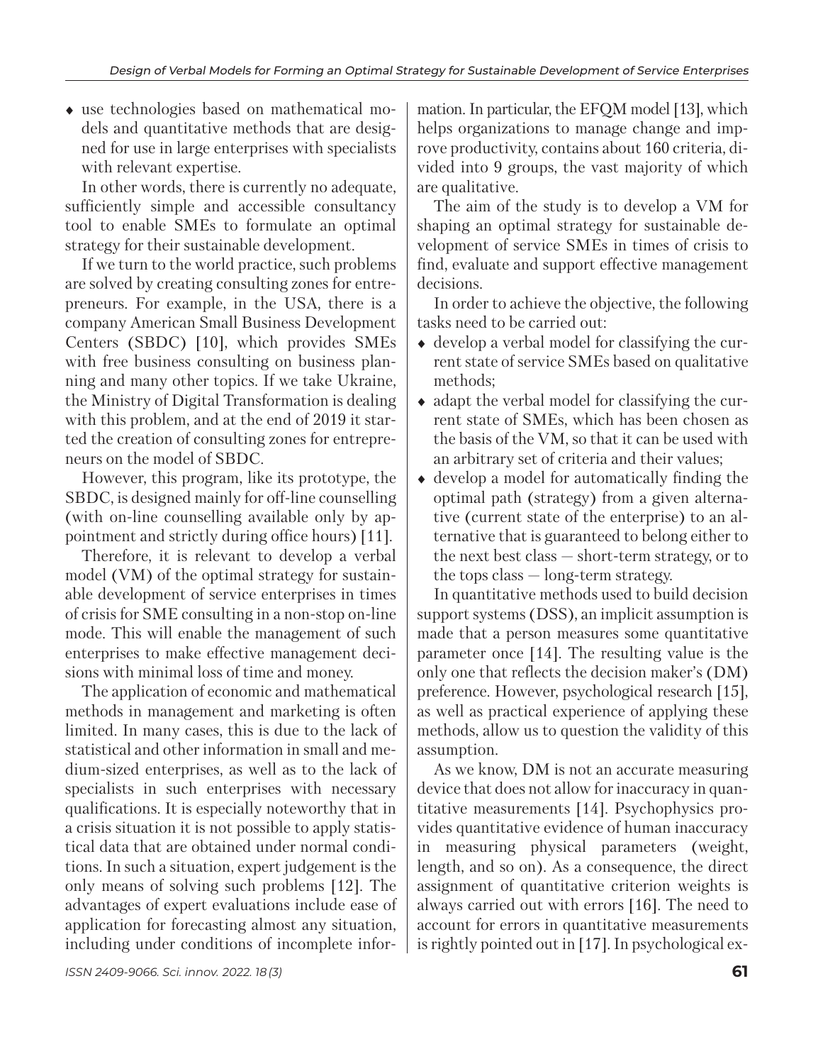- use technologies based on mathematical models and quantitative methods that are designed for use in large enterprises with specialists with relevant expertise.

In other words, there is currently no adequate, sufficiently simple and accessible consultancy tool to enable SMEs to formulate an optimal strategy for their sustainable development.

If we turn to the world practice, such problems are solved by creating consulting zones for entrepreneurs. For example, in the USA, there is a company American Small Business Development Centers (SBDC) [10], which provides SMEs with free business consulting on business planning and many other topics. If we take Ukraine, the Ministry of Digital Transformation is dealing with this problem, and at the end of 2019 it started the creation of consulting zones for entrepreneurs on the model of SBDC.

However, this program, like its prototype, the SBDC, is designed mainly for off-line counselling (with on-line counselling available only by appointment and strictly during office hours) [11].

Therefore, it is relevant to develop a verbal model (VM) of the optimal strategy for sustainable development of service enterprises in times of crisis for SME consulting in a non-stop on-line mode. This will enable the management of such enterprises to make effective management decisions with minimal loss of time and money.

The application of economic and mathematical methods in management and marketing is often limited. In many cases, this is due to the lack of statistical and other information in small and medium-sized enterprises, as well as to the lack of specialists in such enterprises with necessary qualifications. It is especially noteworthy that in a crisis situation it is not possible to apply statistical data that are obtained under normal conditions. In such a situation, expert judgement is the only means of solving such problems [12]. The advantages of expert evaluations include ease of application for forecasting almost any situation, including under conditions of incomplete information. In particular, the EFQM model [13], which helps organizations to manage change and improve productivity, contains about 160 criteria, divided into 9 groups, the vast majority of which are qualitative.

The aim of the study is to develop a VM for shaping an optimal strategy for sustainable development of service SMEs in times of crisis to find, evaluate and support effective management decisions.

In order to achieve the objective, the following tasks need to be carried out:

- develop a verbal model for classifying the current state of service SMEs based on qualitative methods;
- adapt the verbal model for classifying the current state of SMEs, which has been chosen as the basis of the VM, so that it can be used with an arbitrary set of criteria and their values;
- develop a model for automatically finding the optimal path (strategy) from a given alternative (current state of the enterprise) to an alternative that is guaranteed to belong either to the next best class — short-term strategy, or to the tops class — long-term strategy.

In quantitative methods used to build decision support systems (DSS), an implicit assumption is made that a person measures some quantitative parameter once [14]. The resulting value is the only one that reflects the decision maker's (DM) preference. However, psychological research [15], as well as practical experience of applying these methods, allow us to question the validity of this assumption.

As we know, DM is not an accurate measuring device that does not allow for inaccuracy in quantitative measurements [14]. Psychophysics provides quantitative evidence of human inaccuracy in measuring physical parameters (weight, length, and so on). As a consequence, the direct assignment of quantitative criterion weights is always carried out with errors [16]. The need to account for errors in quantitative measurements is rightly pointed out in [17]. In psychological ex-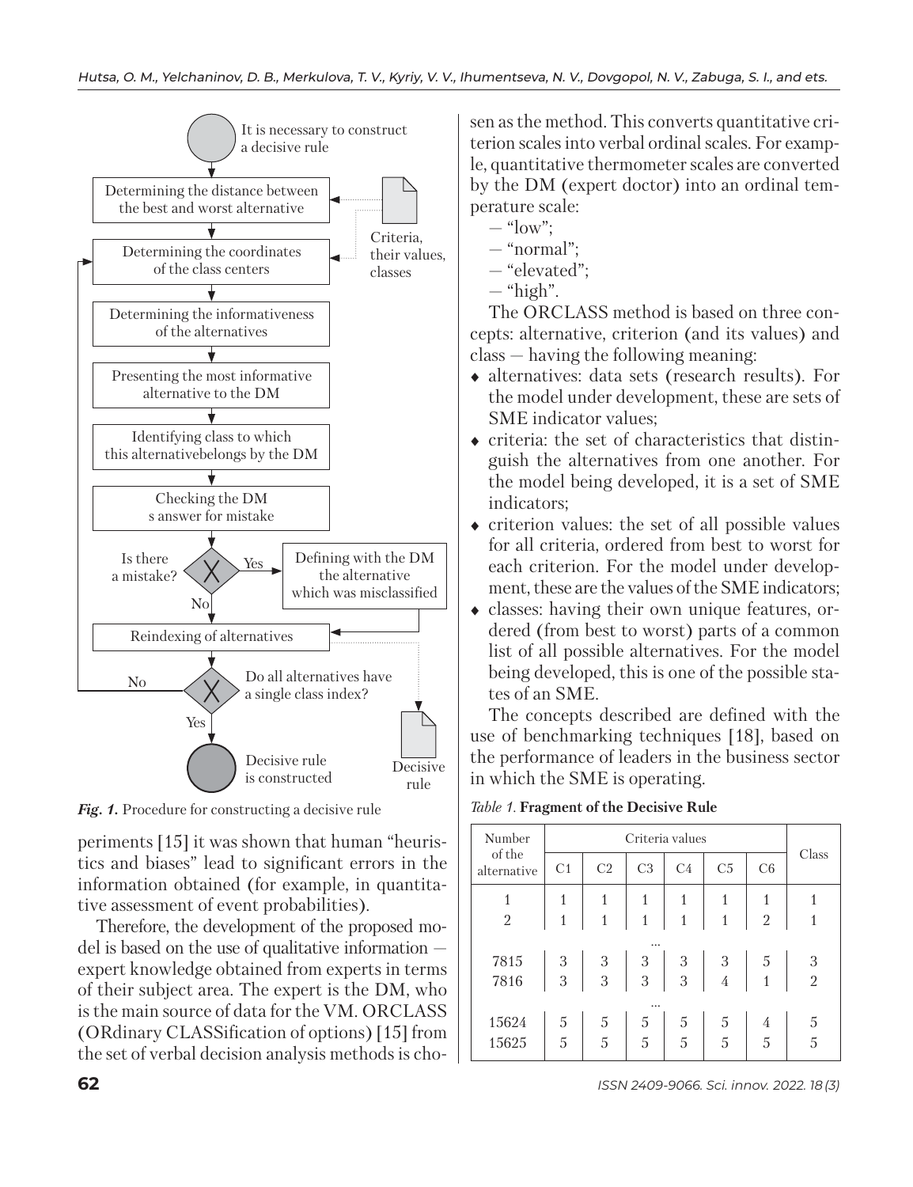Fig. 1 contains the flowchart (no image detected). The flowchart text is part of a figure; since no image was detected, I'll render the caption.

*Fig. 1.* Procedure for constructing a decisive rule

periments [15] it was shown that human “heuristics and biases” lead to significant errors in the information obtained (for example, in quantitative assessment of event probabilities).

Therefore, the development of the proposed model is based on the use of qualitative information — expert knowledge obtained from experts in terms of their subject area. The expert is the DM, who is the main source of data for the VM. ORCLASS (ORdinary CLASSification of options) [15] from the set of verbal decision analysis methods is chosen as the method. This converts quantitative criterion scales into verbal ordinal scales. For example, quantitative thermometer scales are converted by the DM (expert doctor) into an ordinal temperature scale:

— “low”;
— “normal”;
— “elevated”;
— “high”.

The ORCLASS method is based on three concepts: alternative, criterion (and its values) and class — having the following meaning:

- alternatives: data sets (research results). For the model under development, these are sets of SME indicator values;
- criteria: the set of characteristics that distinguish the alternatives from one another. For the model being developed, it is a set of SME indicators;
- criterion values: the set of all possible values for all criteria, ordered from best to worst for each criterion. For the model under development, these are the values of the SME indicators;
- classes: having their own unique features, ordered (from best to worst) parts of a common list of all possible alternatives. For the model being developed, this is one of the possible states of an SME.

The concepts described are defined with the use of benchmarking techniques [18], based on the performance of leaders in the business sector in which the SME is operating.

*Table 1.* **Fragment of the Decisive Rule**

| Number of the alternative | Criteria values | | | | | | Class |
|---|---|---|---|---|---|---|---|
| | C1 | C2 | C3 | C4 | C5 | C6 | |
| 1 | 1 | 1 | 1 | 1 | 1 | 1 | 1 |
| 2 | 1 | 1 | 1 | 1 | 1 | 2 | 1 |
| ... | | | | | | | |
| 7815 | 3 | 3 | 3 | 3 | 3 | 5 | 3 |
| 7816 | 3 | 3 | 3 | 3 | 4 | 1 | 2 |
| ... | | | | | | | |
| 15624 | 5 | 5 | 5 | 5 | 5 | 4 | 5 |
| 15625 | 5 | 5 | 5 | 5 | 5 | 5 | 5 |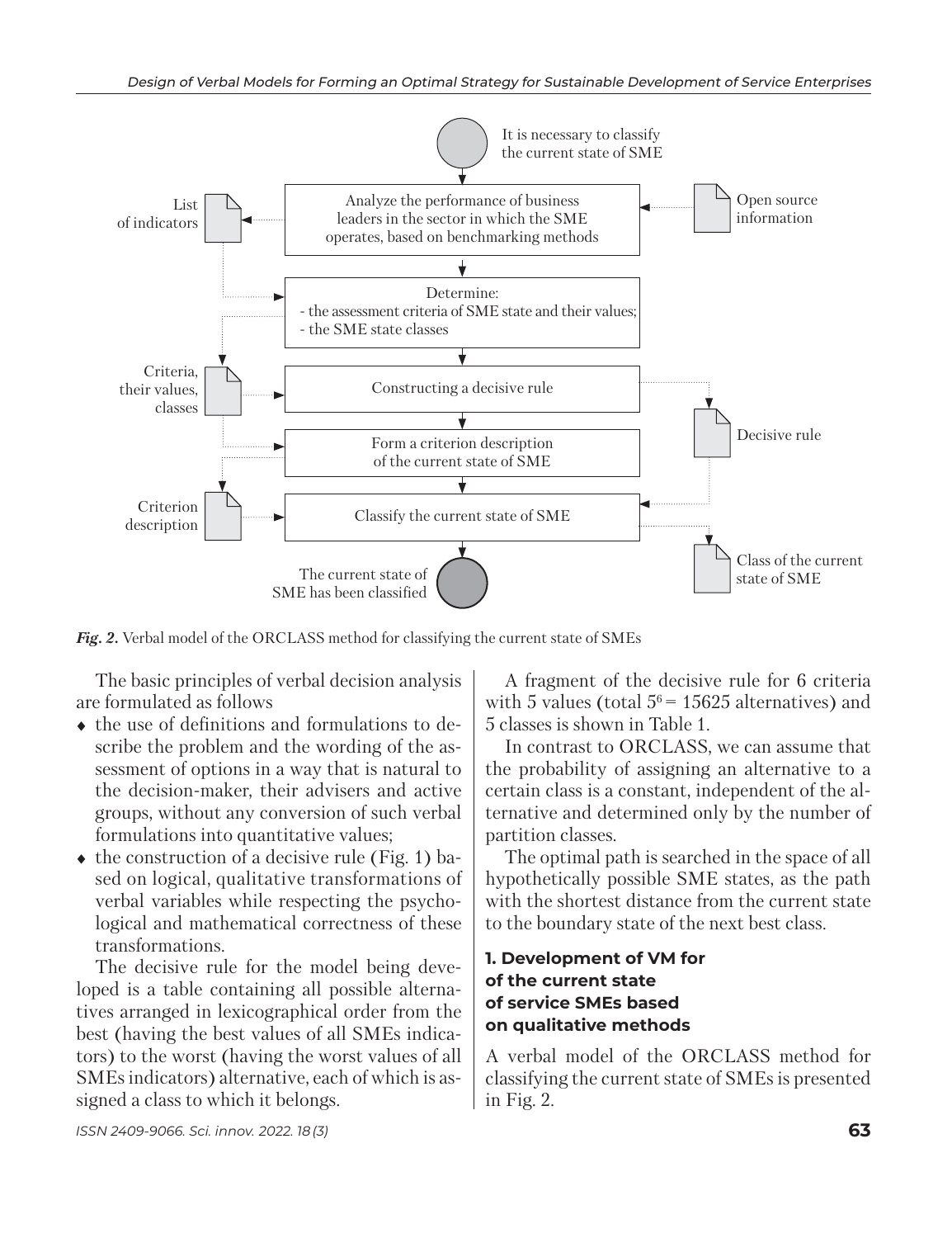*Fig. 2.* Verbal model of the ORCLASS method for classifying the current state of SMEs

The basic principles of verbal decision analysis are formulated as follows

- the use of definitions and formulations to describe the problem and the wording of the assessment of options in a way that is natural to the decision-maker, their advisers and active groups, without any conversion of such verbal formulations into quantitative values;
- the construction of a decisive rule (Fig. 1) based on logical, qualitative transformations of verbal variables while respecting the psychological and mathematical correctness of these transformations.

The decisive rule for the model being developed is a table containing all possible alternatives arranged in lexicographical order from the best (having the best values of all SMEs indicators) to the worst (having the worst values of all SMEs indicators) alternative, each of which is assigned a class to which it belongs.

A fragment of the decisive rule for 6 criteria with 5 values (total $5^6 = 15625$ alternatives) and 5 classes is shown in Table 1.

In contrast to ORCLASS, we can assume that the probability of assigning an alternative to a certain class is a constant, independent of the alternative and determined only by the number of partition classes.

The optimal path is searched in the space of all hypothetically possible SME states, as the path with the shortest distance from the current state to the boundary state of the next best class.

## 1. Development of VM for of the current state of service SMEs based on qualitative methods

A verbal model of the ORCLASS method for classifying the current state of SMEs is presented in Fig. 2.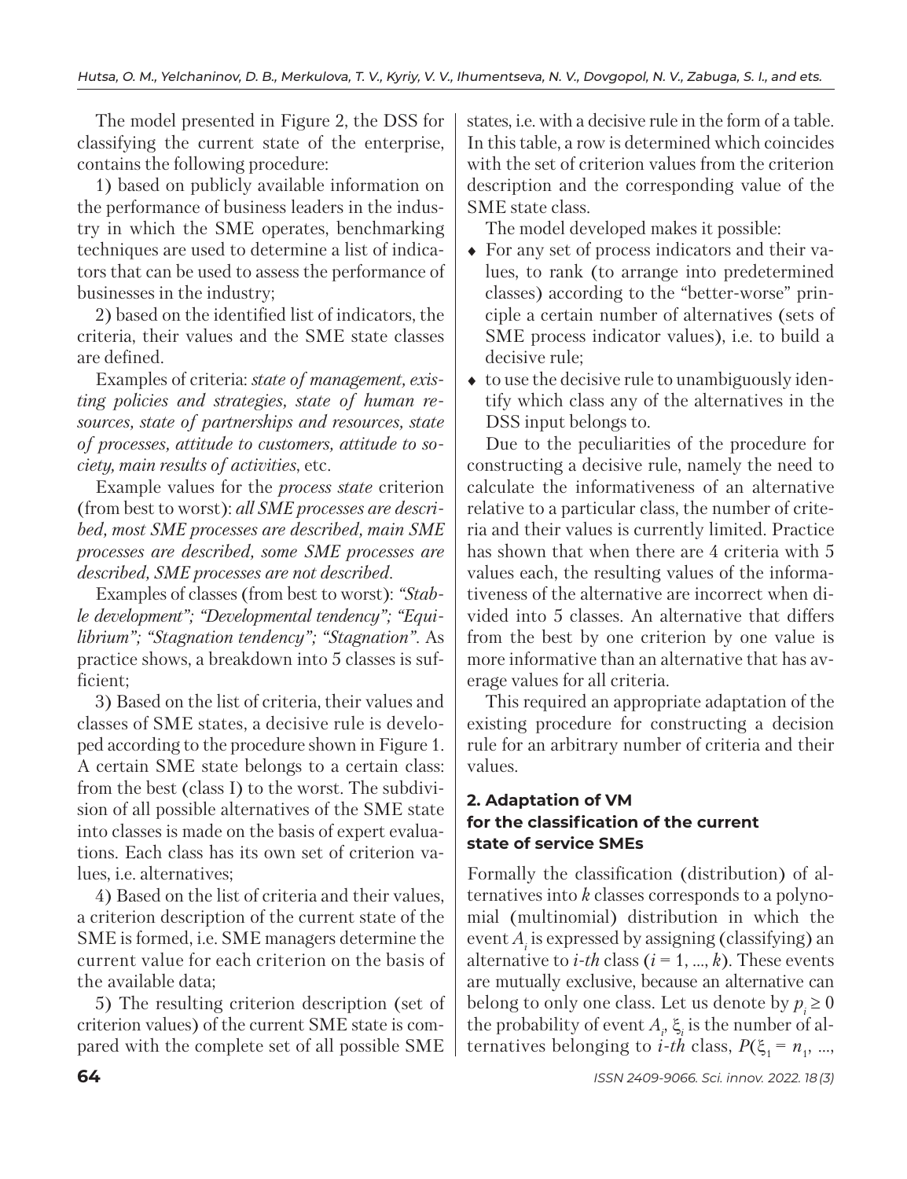The model presented in Figure 2, the DSS for classifying the current state of the enterprise, contains the following procedure:

1) based on publicly available information on the performance of business leaders in the industry in which the SME operates, benchmarking techniques are used to determine a list of indicators that can be used to assess the performance of businesses in the industry;

2) based on the identified list of indicators, the criteria, their values and the SME state classes are defined.

Examples of criteria: *state of management, existing policies and strategies, state of human resources, state of partnerships and resources, state of processes, attitude to customers, attitude to society, main results of activities*, etc.

Example values for the *process state* criterion (from best to worst): *all SME processes are described, most SME processes are described, main SME processes are described, some SME processes are described, SME processes are not described*.

Examples of classes (from best to worst): *"Stable development"; "Developmental tendency"; "Equilibrium"; "Stagnation tendency"; "Stagnation"*. As practice shows, a breakdown into 5 classes is sufficient;

3) Based on the list of criteria, their values and classes of SME states, a decisive rule is developed according to the procedure shown in Figure 1. A certain SME state belongs to a certain class: from the best (class I) to the worst. The subdivision of all possible alternatives of the SME state into classes is made on the basis of expert evaluations. Each class has its own set of criterion values, i.e. alternatives;

4) Based on the list of criteria and their values, a criterion description of the current state of the SME is formed, i.e. SME managers determine the current value for each criterion on the basis of the available data;

5) The resulting criterion description (set of criterion values) of the current SME state is compared with the complete set of all possible SME states, i.e. with a decisive rule in the form of a table. In this table, a row is determined which coincides with the set of criterion values from the criterion description and the corresponding value of the SME state class.

The model developed makes it possible:

- For any set of process indicators and their values, to rank (to arrange into predetermined classes) according to the "better-worse" principle a certain number of alternatives (sets of SME process indicator values), i.e. to build a decisive rule;
- to use the decisive rule to unambiguously identify which class any of the alternatives in the DSS input belongs to.

Due to the peculiarities of the procedure for constructing a decisive rule, namely the need to calculate the informativeness of an alternative relative to a particular class, the number of criteria and their values is currently limited. Practice has shown that when there are 4 criteria with 5 values each, the resulting values of the informativeness of the alternative are incorrect when divided into 5 classes. An alternative that differs from the best by one criterion by one value is more informative than an alternative that has average values for all criteria.

This required an appropriate adaptation of the existing procedure for constructing a decision rule for an arbitrary number of criteria and their values.

## 2. Adaptation of VM for the classification of the current state of service SMEs

Formally the classification (distribution) of alternatives into $k$ classes corresponds to a polynomial (multinomial) distribution in which the event $A_i$ is expressed by assigning (classifying) an alternative to $i$-*th* class ($i = 1, ..., k$). These events are mutually exclusive, because an alternative can belong to only one class. Let us denote by $p_i \geq 0$ the probability of event $A_i$, $\xi_i$ is the number of alternatives belonging to $i$-*th* class, $P(\xi_1 = n_1, ...,$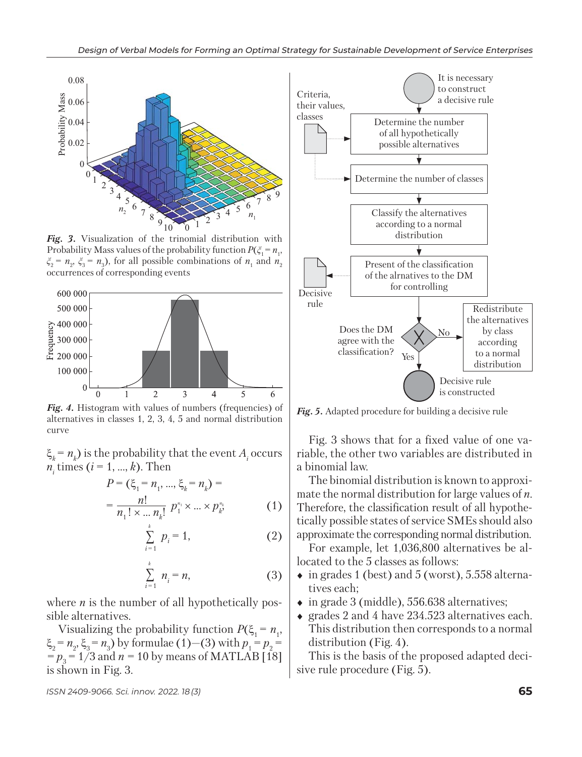*Fig. 3.* Visualization of the trinomial distribution with Probability Mass values of the probability function $P(\xi_1 = n_1, \xi_2 = n_2, \xi_3 = n_3)$, for all possible combinations of $n_1$ and $n_2$ occurrences of corresponding events

*Fig. 4.* Histogram with values of numbers (frequencies) of alternatives in classes 1, 2, 3, 4, 5 and normal distribution curve

$\xi_k = n_k$) is the probability that the event $A_i$ occurs $n_i$ times ($i = 1, ..., k$). Then

$$P = (\xi_1 = n_1, ..., \xi_k = n_k) = \frac{n!}{n_1! \times ... n_k!} p_1^{n_1} \times ... \times p_k^{n_k}; \quad (1)$$

$$\sum_{i=1}^{k} p_i = 1, \quad (2)$$

$$\sum_{i=1}^{k} n_i = n, \quad (3)$$

where $n$ is the number of all hypothetically possible alternatives.

Visualizing the probability function $P(\xi_1 = n_1, \xi_2 = n_2, \xi_3 = n_3)$ by formulae (1)—(3) with $p_1 = p_2 = p_3 = 1/3$ and $n = 10$ by means of MATLAB [18] is shown in Fig. 3.

*Fig. 5.* Adapted procedure for building a decisive rule

Fig. 3 shows that for a fixed value of one variable, the other two variables are distributed in a binomial law.

The binomial distribution is known to approximate the normal distribution for large values of $n$. Therefore, the classification result of all hypothetically possible states of service SMEs should also approximate the corresponding normal distribution.

For example, let 1,036,800 alternatives be allocated to the 5 classes as follows:

- in grades 1 (best) and 5 (worst), 5.558 alternatives each;
- in grade 3 (middle), 556.638 alternatives;
- grades 2 and 4 have 234.523 alternatives each. This distribution then corresponds to a normal distribution (Fig. 4).

This is the basis of the proposed adapted decisive rule procedure (Fig. 5).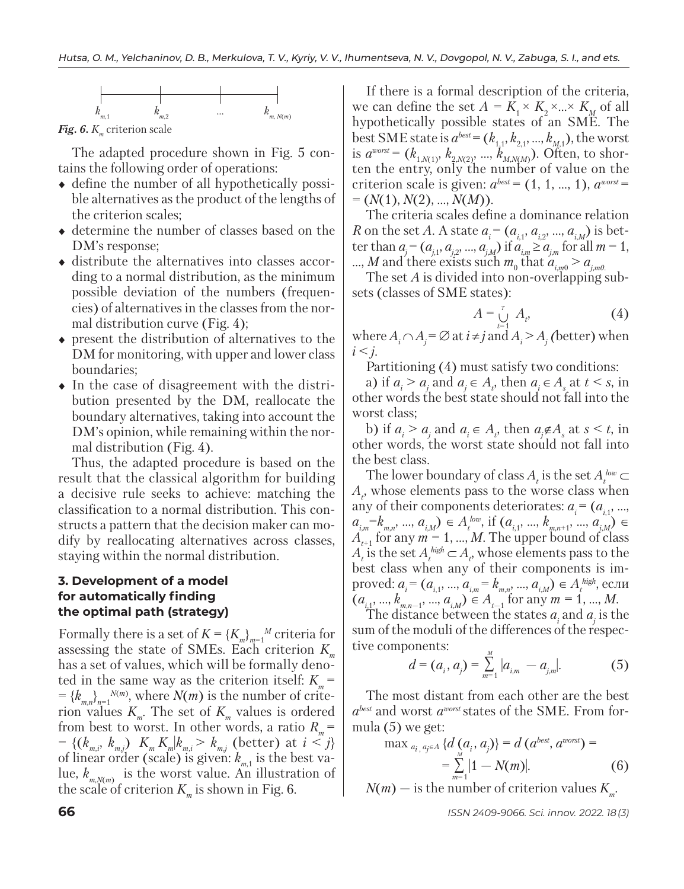$k_{m,1}$ $k_{m,2}$ ... $k_{m,N(m)}$

*Fig. 6.* $K_m$ criterion scale

The adapted procedure shown in Fig. 5 contains the following order of operations:

- define the number of all hypothetically possible alternatives as the product of the lengths of the criterion scales;
- determine the number of classes based on the DM's response;
- distribute the alternatives into classes according to a normal distribution, as the minimum possible deviation of the numbers (frequencies) of alternatives in the classes from the normal distribution curve (Fig. 4);
- present the distribution of alternatives to the DM for monitoring, with upper and lower class boundaries;
- In the case of disagreement with the distribution presented by the DM, reallocate the boundary alternatives, taking into account the DM's opinion, while remaining within the normal distribution (Fig. 4).

Thus, the adapted procedure is based on the result that the classical algorithm for building a decisive rule seeks to achieve: matching the classification to a normal distribution. This constructs a pattern that the decision maker can modify by reallocating alternatives across classes, staying within the normal distribution.

## 3. Development of a model for automatically finding the optimal path (strategy)

Formally there is a set of $K = \{K_m\}_{m=1}^{M}$ criteria for assessing the state of SMEs. Each criterion $K_m$ has a set of values, which will be formally denoted in the same way as the criterion itself: $K_m = \{k_{m,n}\}_{n=1}^{N(m)}$, where $N(m)$ is the number of criterion values $K_m$. The set of $K_m$ values is ordered from best to worst. In other words, a ratio $R_m = \{(k_{m,i}, k_{m,j}) \ K_m K_m | k_{m,i} > k_{m,j}$ (better) at $i < j\}$ of linear order (scale) is given: $k_{m,1}$ is the best value, $k_{m,N(m)}$ is the worst value. An illustration of the scale of criterion $K_m$ is shown in Fig. 6.

If there is a formal description of the criteria, we can define the set $A = K_1 \times K_2 \times ... \times K_M$ of all hypothetically possible states of an SME. The best SME state is $a^{best} = (k_{1,1}, k_{2,1}, ..., k_{M,1})$, the worst is $a^{worst} = (k_{1,N(1)}, k_{2,N(2)}, ..., k_{M,N(M)})$. Often, to shorten the entry, only the number of value on the criterion scale is given: $a^{best} = (1, 1, ..., 1)$, $a^{worst} = (N(1), N(2), ..., N(M))$.

The criteria scales define a dominance relation $R$ on the set $A$. A state $a_i = (a_{i,1}, a_{i,2}, ..., a_{i,M})$ is better than $a_j = (a_{j,1}, a_{j,2}, ..., a_{j,M})$ if $a_{i,m} \geq a_{j,m}$ for all $m = 1, ..., M$ and there exists such $m_0$ that $a_{i,m0} > a_{j,m0}$.

The set $A$ is divided into non-overlapping subsets (classes of SME states):

$$A = \bigcup_{t=1}^{T} A_t, \tag{4}$$

where $A_i \cap A_j = \varnothing$ at $i \neq j$ and $A_i > A_j$ (better) when $i < j$.

Partitioning (4) must satisfy two conditions:

a) if $a_i > a_j$ and $a_j \in A_t$, then $a_i \in A_s$ at $t < s$, in other words the best state should not fall into the worst class;

b) if $a_i > a_j$ and $a_i \in A_t$, then $a_j \notin A_s$ at $s < t$, in other words, the worst state should not fall into the best class.

The lower boundary of class $A_t$ is the set $A_t^{low} \subset A_t$, whose elements pass to the worse class when any of their components deteriorates: $a_i = (a_{i,1}, ..., a_{i,m} = k_{m,n}, ..., a_{i,M}) \in A_t^{low}$, if $(a_{i,1}, ..., k_{m,n+1}, ..., a_{i,M}) \in A_{t+1}$ for any $m = 1, ..., M$. The upper bound of class $A_t$ is the set $A_t^{high} \subset A_t$, whose elements pass to the best class when any of their components is improved: $a_i = (a_{i,1}, ..., a_{i,m} = k_{m,n}, ..., a_{i,M}) \in A_t^{high}$, если $(a_{i,1}, ..., k_{m,n-1}, ..., a_{i,M}) \in A_{t-1}$ for any $m = 1, ..., M$.

The distance between the states $a_i$ and $a_j$ is the sum of the moduli of the differences of the respective components:

$$d = (a_i, a_j) = \sum_{m=1}^{M} |a_{i,m} - a_{j,m}|. \tag{5}$$

The most distant from each other are the best $a^{best}$ and worst $a^{worst}$ states of the SME. From formula (5) we get:

$$\max_{a_i, a_j \in A} \{d(a_i, a_j)\} = d(a^{best}, a^{worst}) = \sum_{m=1}^{M} |1 - N(m)|. \tag{6}$$

$N(m)$ — is the number of criterion values $K_m$.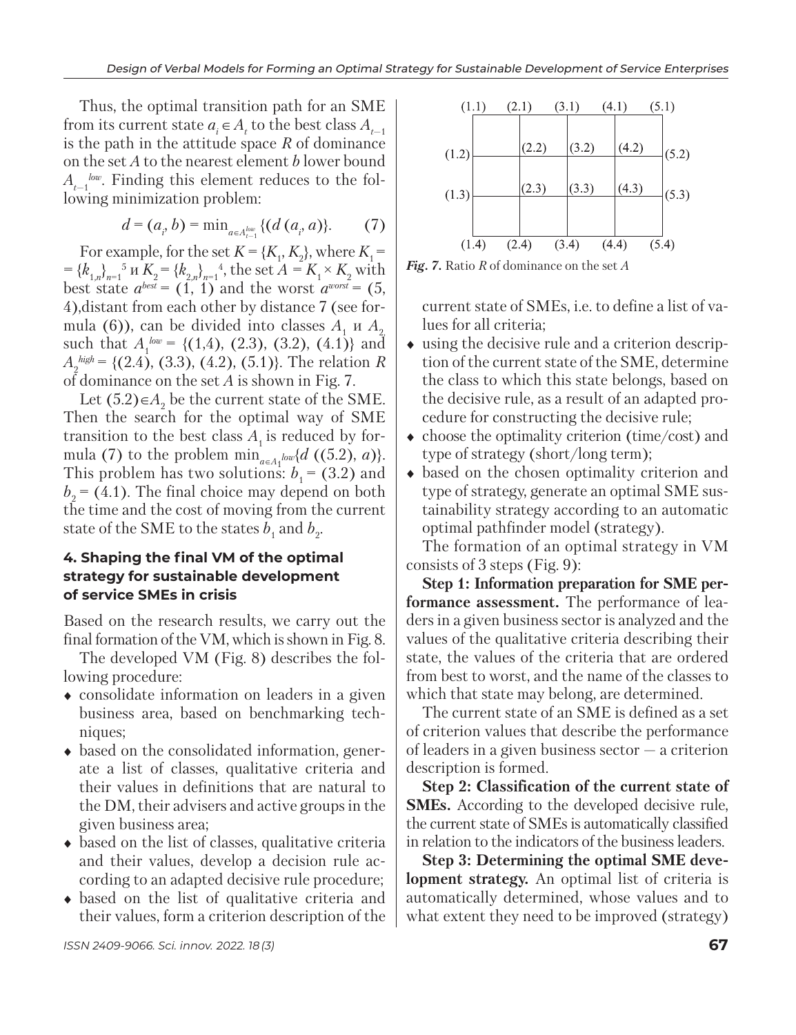Thus, the optimal transition path for an SME from its current state $a_i \in A_t$ to the best class $A_{t-1}$ is the path in the attitude space $R$ of dominance on the set $A$ to the nearest element $b$ lower bound $A_{t-1}^{low}$. Finding this element reduces to the following minimization problem:

$$d = (a_i, b) = \min_{a \in A_{t-1}^{low}} \{(d\,(a_i, a)\}. \qquad (7)$$

For example, for the set $K = \{K_1, K_2\}$, where $K_1 = \{k_{1,n}\}_{n=1}^{5}$ и $K_2 = \{k_{2,n}\}_{n=1}^{4}$, the set $A = K_1 \times K_2$ with best state $a^{best} = (1, 1)$ and the worst $a^{worst} = (5, 4)$,distant from each other by distance 7 (see formula (6)), can be divided into classes $A_1$ и $A_2$ such that $A_1^{low} = \{(1,4), (2.3), (3.2), (4.1)\}$ and $A_2^{high} = \{(2.4), (3.3), (4.2), (5.1)\}$. The relation $R$ of dominance on the set $A$ is shown in Fig. 7.

Let $(5.2) \in A_2$ be the current state of the SME. Then the search for the optimal way of SME transition to the best class $A_1$ is reduced by formula (7) to the problem $\min_{a \in A_1^{low}} \{d\,((5.2), a)\}$. This problem has two solutions: $b_1 = (3.2)$ and $b_2 = (4.1)$. The final choice may depend on both the time and the cost of moving from the current state of the SME to the states $b_1$ and $b_2$.

*Fig. 7.* Ratio $R$ of dominance on the set $A$

## 4. Shaping the final VM of the optimal strategy for sustainable development of service SMEs in crisis

Based on the research results, we carry out the final formation of the VM, which is shown in Fig. 8.

The developed VM (Fig. 8) describes the following procedure:

- consolidate information on leaders in a given business area, based on benchmarking techniques;
- based on the consolidated information, generate a list of classes, qualitative criteria and their values in definitions that are natural to the DM, their advisers and active groups in the given business area;
- based on the list of classes, qualitative criteria and their values, develop a decision rule according to an adapted decisive rule procedure;
- based on the list of qualitative criteria and their values, form a criterion description of the current state of SMEs, i.e. to define a list of values for all criteria;
- using the decisive rule and a criterion description of the current state of the SME, determine the class to which this state belongs, based on the decisive rule, as a result of an adapted procedure for constructing the decisive rule;
- choose the optimality criterion (time/cost) and type of strategy (short/long term);
- based on the chosen optimality criterion and type of strategy, generate an optimal SME sustainability strategy according to an automatic optimal pathfinder model (strategy).

The formation of an optimal strategy in VM consists of 3 steps (Fig. 9):

**Step 1: Information preparation for SME performance assessment.** The performance of leaders in a given business sector is analyzed and the values of the qualitative criteria describing their state, the values of the criteria that are ordered from best to worst, and the name of the classes to which that state may belong, are determined.

The current state of an SME is defined as a set of criterion values that describe the performance of leaders in a given business sector — a criterion description is formed.

**Step 2: Classification of the current state of SMEs.** According to the developed decisive rule, the current state of SMEs is automatically classified in relation to the indicators of the business leaders.

**Step 3: Determining the optimal SME development strategy.** An optimal list of criteria is automatically determined, whose values and to what extent they need to be improved (strategy)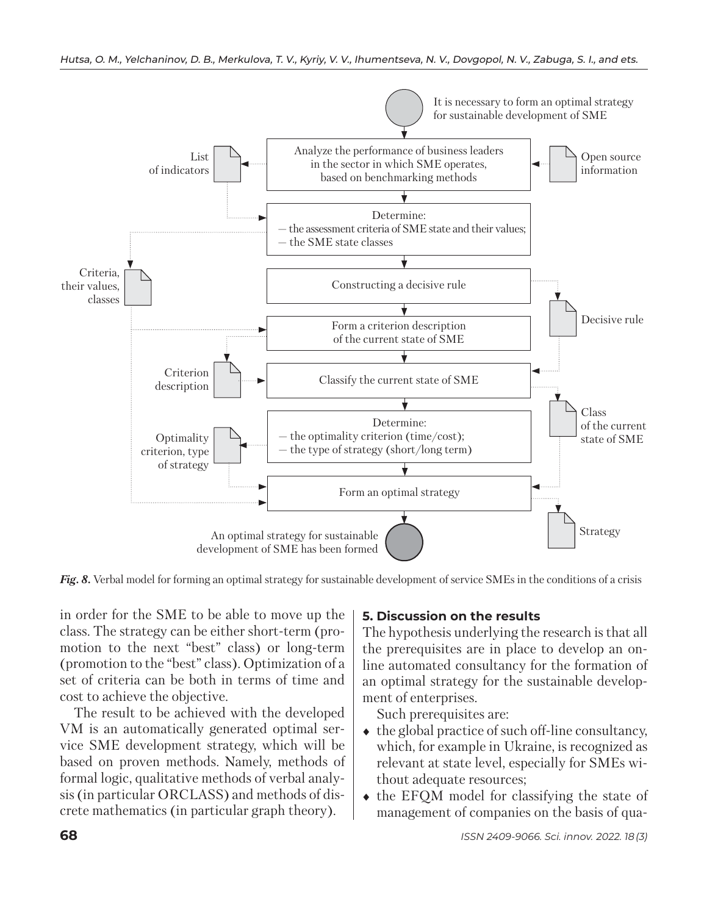It is necessary to form an optimal strategy for sustainable development of SME

Analyze the performance of business leaders in the sector in which SME operates, based on benchmarking methods

List of indicators

Open source information

Determine:
— the assessment criteria of SME state and their values;
— the SME state classes

Criteria, their values, classes

Constructing a decisive rule

Decisive rule

Form a criterion description of the current state of SME

Criterion description

Classify the current state of SME

Class of the current state of SME

Determine:
— the optimality criterion (time/cost);
— the type of strategy (short/long term)

Optimality criterion, type of strategy

Form an optimal strategy

Strategy

An optimal strategy for sustainable development of SME has been formed

***Fig. 8.*** Verbal model for forming an optimal strategy for sustainable development of service SMEs in the conditions of a crisis

in order for the SME to be able to move up the class. The strategy can be either short-term (promotion to the next "best" class) or long-term (promotion to the "best" class). Optimization of a set of criteria can be both in terms of time and cost to achieve the objective.

The result to be achieved with the developed VM is an automatically generated optimal service SME development strategy, which will be based on proven methods. Namely, methods of formal logic, qualitative methods of verbal analysis (in particular ORCLASS) and methods of discrete mathematics (in particular graph theory).

## 5. Discussion on the results

The hypothesis underlying the research is that all the prerequisites are in place to develop an online automated consultancy for the formation of an optimal strategy for the sustainable development of enterprises.

Such prerequisites are:

- the global practice of such off-line consultancy, which, for example in Ukraine, is recognized as relevant at state level, especially for SMEs without adequate resources;
- the EFQM model for classifying the state of management of companies on the basis of qua-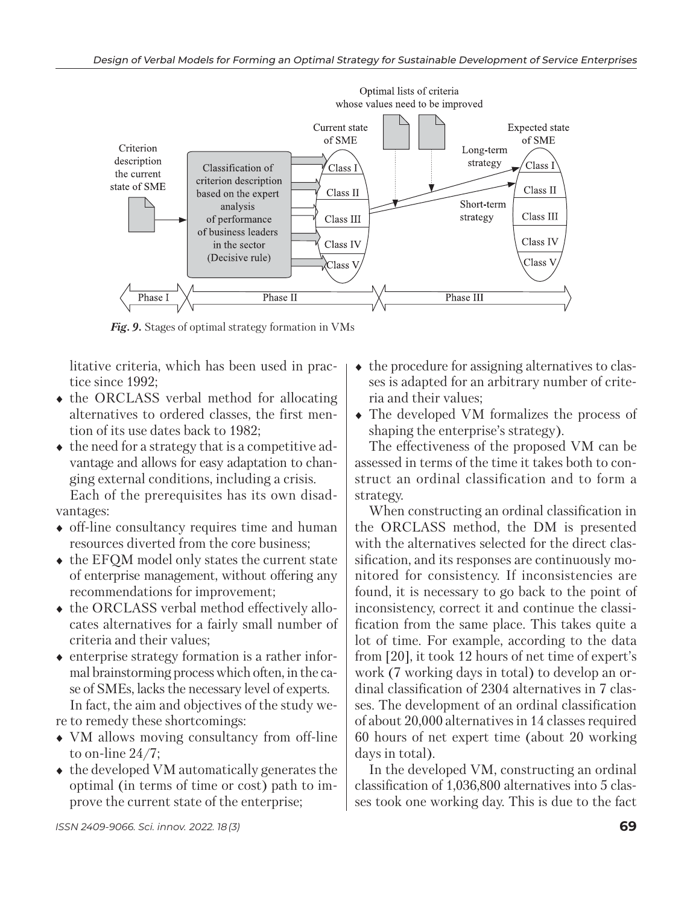Optimal lists of criteria whose values need to be improved

Criterion description the current state of SME

Classification of criterion description based on the expert analysis of performance of business leaders in the sector (Decisive rule)

Current state of SME: Class I, Class II, Class III, Class IV, Class V

Long-term strategy

Short-term strategy

Expected state of SME: Class I, Class II, Class III, Class IV, Class V

Phase I — Phase II — Phase III

***Fig. 9.*** Stages of optimal strategy formation in VMs

litative criteria, which has been used in practice since 1992;

- the ORCLASS verbal method for allocating alternatives to ordered classes, the first mention of its use dates back to 1982;
- the need for a strategy that is a competitive advantage and allows for easy adaptation to changing external conditions, including a crisis.

Each of the prerequisites has its own disadvantages:

- off-line consultancy requires time and human resources diverted from the core business;
- the EFQM model only states the current state of enterprise management, without offering any recommendations for improvement;
- the ORCLASS verbal method effectively allocates alternatives for a fairly small number of criteria and their values;
- enterprise strategy formation is a rather informal brainstorming process which often, in the case of SMEs, lacks the necessary level of experts.

In fact, the aim and objectives of the study were to remedy these shortcomings:

- VM allows moving consultancy from off-line to on-line 24/7;
- the developed VM automatically generates the optimal (in terms of time or cost) path to improve the current state of the enterprise;
- the procedure for assigning alternatives to classes is adapted for an arbitrary number of criteria and their values;
- The developed VM formalizes the process of shaping the enterprise's strategy).

The effectiveness of the proposed VM can be assessed in terms of the time it takes both to construct an ordinal classification and to form a strategy.

When constructing an ordinal classification in the ORCLASS method, the DM is presented with the alternatives selected for the direct classification, and its responses are continuously monitored for consistency. If inconsistencies are found, it is necessary to go back to the point of inconsistency, correct it and continue the classification from the same place. This takes quite a lot of time. For example, according to the data from [20], it took 12 hours of net time of expert's work (7 working days in total) to develop an ordinal classification of 2304 alternatives in 7 classes. The development of an ordinal classification of about 20,000 alternatives in 14 classes required 60 hours of net expert time (about 20 working days in total).

In the developed VM, constructing an ordinal classification of 1,036,800 alternatives into 5 classes took one working day. This is due to the fact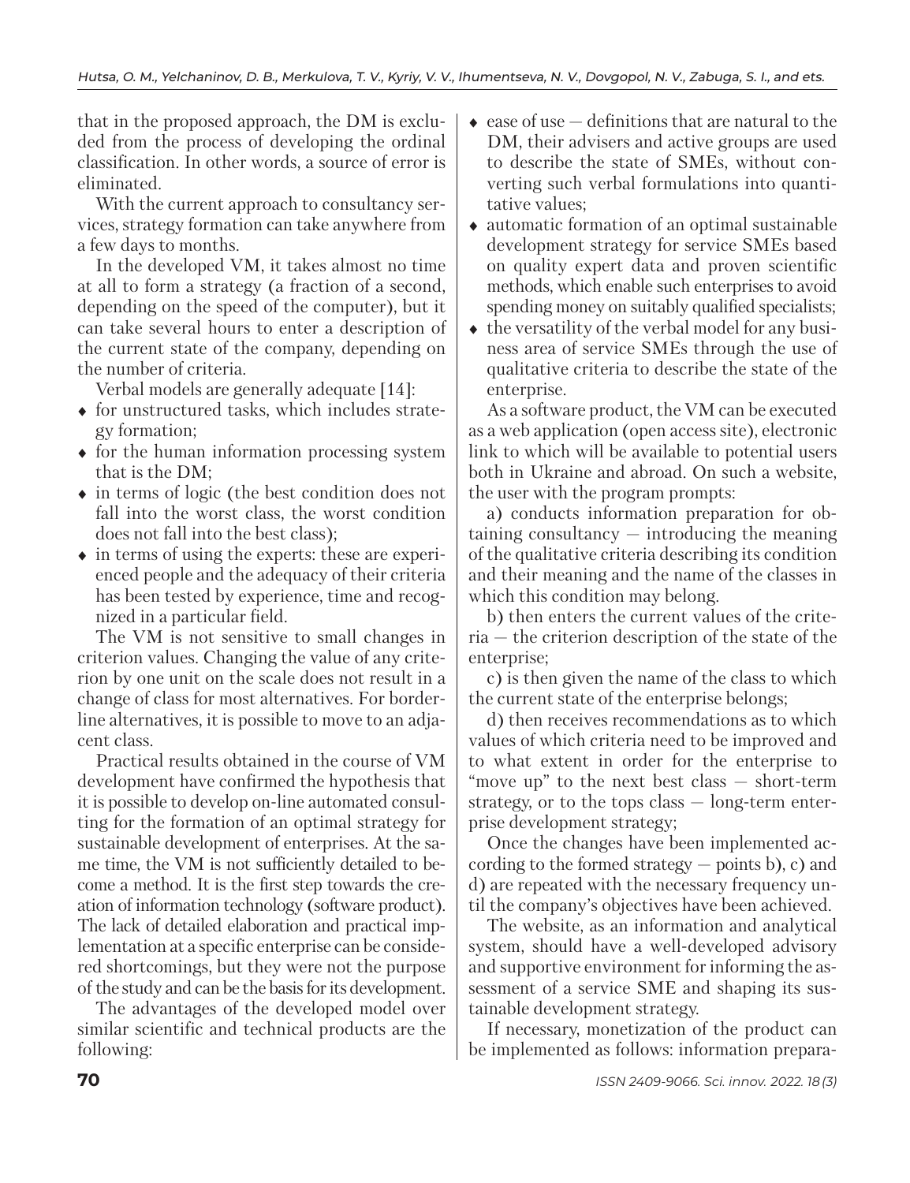that in the proposed approach, the DM is excluded from the process of developing the ordinal classification. In other words, a source of error is eliminated.

With the current approach to consultancy services, strategy formation can take anywhere from a few days to months.

In the developed VM, it takes almost no time at all to form a strategy (a fraction of a second, depending on the speed of the computer), but it can take several hours to enter a description of the current state of the company, depending on the number of criteria.

Verbal models are generally adequate [14]:

- for unstructured tasks, which includes strategy formation;
- for the human information processing system that is the DM;
- in terms of logic (the best condition does not fall into the worst class, the worst condition does not fall into the best class);
- in terms of using the experts: these are experienced people and the adequacy of their criteria has been tested by experience, time and recognized in a particular field.

The VM is not sensitive to small changes in criterion values. Changing the value of any criterion by one unit on the scale does not result in a change of class for most alternatives. For borderline alternatives, it is possible to move to an adjacent class.

Practical results obtained in the course of VM development have confirmed the hypothesis that it is possible to develop on-line automated consulting for the formation of an optimal strategy for sustainable development of enterprises. At the same time, the VM is not sufficiently detailed to become a method. It is the first step towards the creation of information technology (software product). The lack of detailed elaboration and practical implementation at a specific enterprise can be considered shortcomings, but they were not the purpose of the study and can be the basis for its development.

The advantages of the developed model over similar scientific and technical products are the following:

- ease of use — definitions that are natural to the DM, their advisers and active groups are used to describe the state of SMEs, without converting such verbal formulations into quantitative values;
- automatic formation of an optimal sustainable development strategy for service SMEs based on quality expert data and proven scientific methods, which enable such enterprises to avoid spending money on suitably qualified specialists;
- the versatility of the verbal model for any business area of service SMEs through the use of qualitative criteria to describe the state of the enterprise.

As a software product, the VM can be executed as a web application (open access site), electronic link to which will be available to potential users both in Ukraine and abroad. On such a website, the user with the program prompts:

a) conducts information preparation for obtaining consultancy — introducing the meaning of the qualitative criteria describing its condition and their meaning and the name of the classes in which this condition may belong.

b) then enters the current values of the criteria — the criterion description of the state of the enterprise;

c) is then given the name of the class to which the current state of the enterprise belongs;

d) then receives recommendations as to which values of which criteria need to be improved and to what extent in order for the enterprise to "move up" to the next best class — short-term strategy, or to the tops class — long-term enterprise development strategy;

Once the changes have been implemented according to the formed strategy — points b), c) and d) are repeated with the necessary frequency until the company's objectives have been achieved.

The website, as an information and analytical system, should have a well-developed advisory and supportive environment for informing the assessment of a service SME and shaping its sustainable development strategy.

If necessary, monetization of the product can be implemented as follows: information prepara-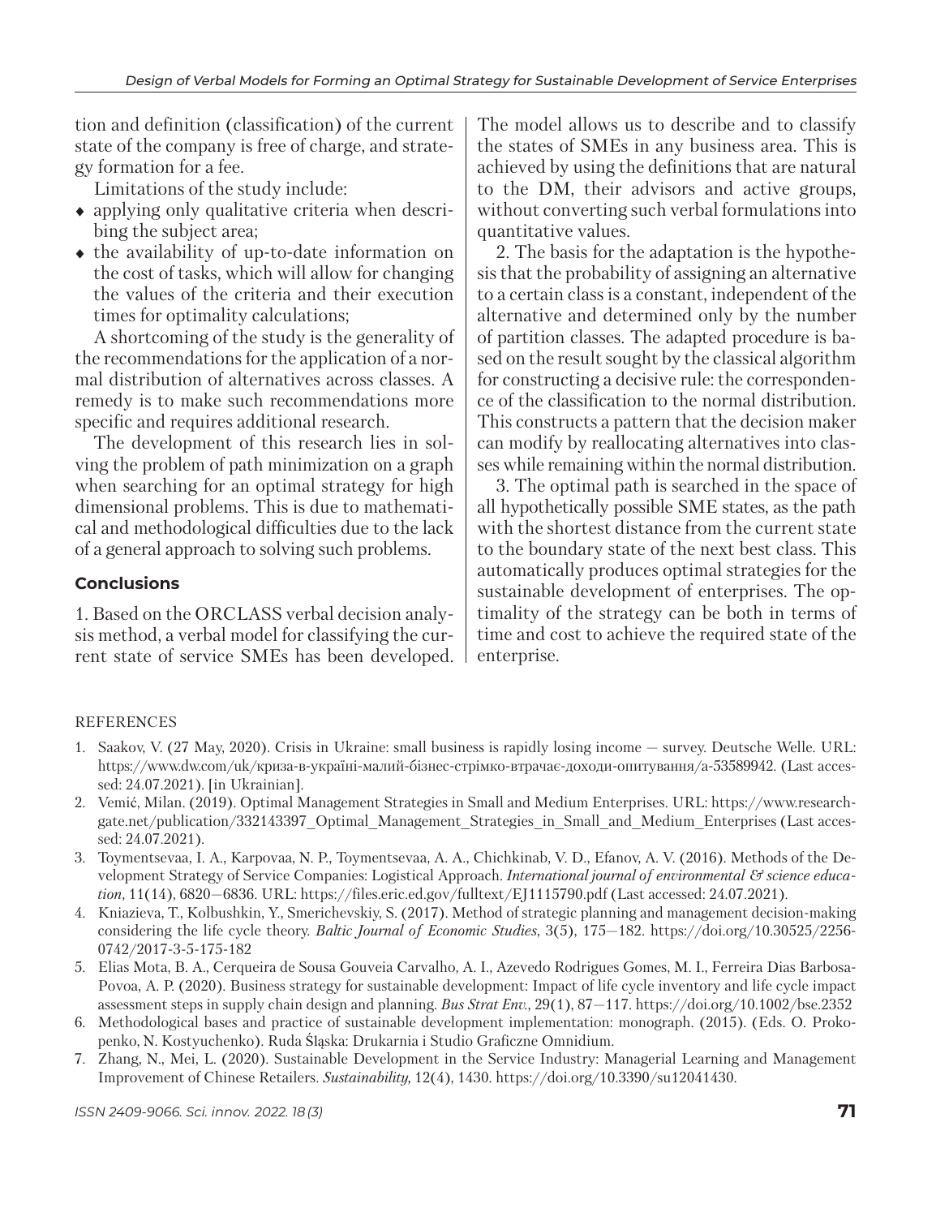tion and definition (classification) of the current state of the company is free of charge, and strategy formation for a fee.

Limitations of the study include:

- applying only qualitative criteria when describing the subject area;
- the availability of up-to-date information on the cost of tasks, which will allow for changing the values of the criteria and their execution times for optimality calculations;

A shortcoming of the study is the generality of the recommendations for the application of a normal distribution of alternatives across classes. A remedy is to make such recommendations more specific and requires additional research.

The development of this research lies in solving the problem of path minimization on a graph when searching for an optimal strategy for high dimensional problems. This is due to mathematical and methodological difficulties due to the lack of a general approach to solving such problems.

## Conclusions

1. Based on the ORCLASS verbal decision analysis method, a verbal model for classifying the current state of service SMEs has been developed. The model allows us to describe and to classify the states of SMEs in any business area. This is achieved by using the definitions that are natural to the DM, their advisors and active groups, without converting such verbal formulations into quantitative values.

2. The basis for the adaptation is the hypothesis that the probability of assigning an alternative to a certain class is a constant, independent of the alternative and determined only by the number of partition classes. The adapted procedure is based on the result sought by the classical algorithm for constructing a decisive rule: the correspondence of the classification to the normal distribution. This constructs a pattern that the decision maker can modify by reallocating alternatives into classes while remaining within the normal distribution.

3. The optimal path is searched in the space of all hypothetically possible SME states, as the path with the shortest distance from the current state to the boundary state of the next best class. This automatically produces optimal strategies for the sustainable development of enterprises. The optimality of the strategy can be both in terms of time and cost to achieve the required state of the enterprise.

REFERENCES

1. Saakov, V. (27 May, 2020). Crisis in Ukraine: small business is rapidly losing income — survey. Deutsche Welle. URL: https://www.dw.com/uk/криза-в-україні-малий-бізнес-стрімко-втрачає-доходи-опитування/a-53589942. (Last accessed: 24.07.2021). [in Ukrainian].
2. Vemić, Milan. (2019). Optimal Management Strategies in Small and Medium Enterprises. URL: https://www.researchgate.net/publication/332143397_Optimal_Management_Strategies_in_Small_and_Medium_Enterprises (Last accessed: 24.07.2021).
3. Toymentsevaa, I. A., Karpovaa, N. P., Toymentsevaa, A. A., Chichkinab, V. D., Efanov, A. V. (2016). Methods of the Development Strategy of Service Companies: Logistical Approach. *International journal of environmental & science education*, 11(14), 6820—6836. URL: https://files.eric.ed.gov/fulltext/EJ1115790.pdf (Last accessed: 24.07.2021).
4. Kniazieva, T., Kolbushkin, Y., Smerichevskiy, S. (2017). Method of strategic planning and management decision-making considering the life cycle theory. *Baltic Journal of Economic Studies*, 3(5), 175—182. https://doi.org/10.30525/2256-0742/2017-3-5-175-182
5. Elias Mota, B. A., Cerqueira de Sousa Gouveia Carvalho, A. I., Azevedo Rodrigues Gomes, M. I., Ferreira Dias Barbosa-Povoa, A. P. (2020). Business strategy for sustainable development: Impact of life cycle inventory and life cycle impact assessment steps in supply chain design and planning. *Bus Strat Env.*, 29(1), 87—117. https://doi.org/10.1002/bse.2352
6. Methodological bases and practice of sustainable development implementation: monograph. (2015). (Eds. O. Prokopenko, N. Kostyuchenko). Ruda Śląska: Drukarnia i Studio Graficzne Omnidium.
7. Zhang, N., Mei, L. (2020). Sustainable Development in the Service Industry: Managerial Learning and Management Improvement of Chinese Retailers. *Sustainability,* 12(4), 1430. https://doi.org/10.3390/su12041430.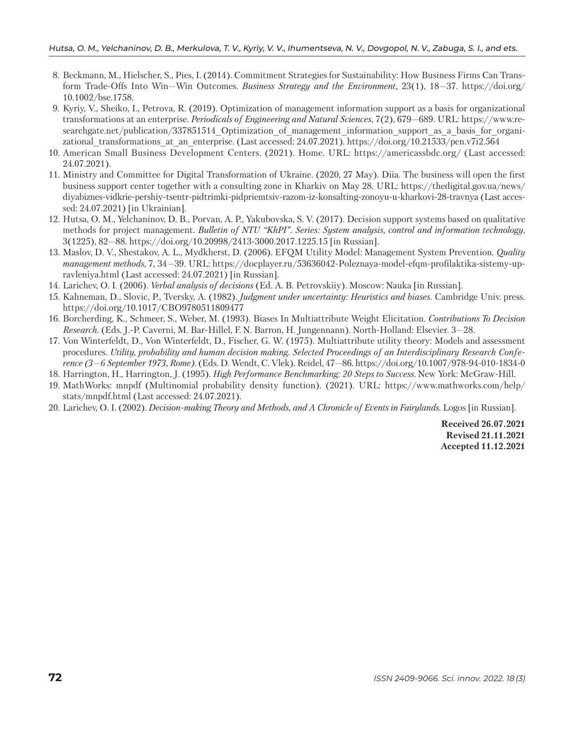8. Beckmann, M., Hielscher, S., Pies, I. (2014). Commitment Strategies for Sustainability: How Business Firms Can Transform Trade-Offs Into Win—Win Outcomes. *Business Strategy and the Environment*, 23(1), 18—37. https://doi.org/10.1002/bse.1758.
9. Kyriy, V., Sheiko, I., Petrova, R. (2019). Optimization of management information support as a basis for organizational transformations at an enterprise. *Periodicals of Engineering and Natural Sciences*, 7(2), 679—689. URL: https://www.researchgate.net/publication/337851514_Optimization_of_management_information_support_as_a_basis_for_organizational_transformations_at_an_enterprise. (Last accessed: 24.07.2021). https://doi.org/10.21533/pen.v7i2.564
10. American Small Business Development Centers. (2021). Home. URL: https://americassbdc.org/ (Last accessed: 24.07.2021).
11. Ministry and Committee for Digital Transformation of Ukraine. (2020, 27 May). Diia. The business will open the first business support center together with a consulting zone in Kharkiv on May 28. URL: https://thedigital.gov.ua/news/diyabiznes-vidkrie-pershiy-tsentr-pidtrimki-pidpriemtsiv-razom-iz-konsalting-zonoyu-u-kharkovi-28-travnya (Last accessed: 24.07.2021) [in Ukrainian].
12. Hutsa, O. M., Yelchaninov, D. B., Porvan, A. P., Yakubovska, S. V. (2017). Decision support systems based on qualitative methods for project management. *Bulletin of NTU "KhPI". Series: System analysis, control and information technology*, 3(1225), 82—88. https://doi.org/10.20998/2413-3000.2017.1225.15 [in Russian].
13. Maslov, D. V., Shestakov, A. L., Mydkherst, D. (2006). EFQM Utility Model: Management System Prevention. *Quality management methods*, 7, 34—39. URL: https://docplayer.ru/53636042-Poleznaya-model-efqm-profilaktika-sistemy-upravleniya.html (Last accessed: 24.07.2021) [in Russian].
14. Larichev, O. I. (2006). *Verbal analysis of decisions* (Ed. A. B. Petrovskiiy). Moscow: Nauka [in Russian].
15. Kahneman, D., Slovic, P., Tversky, A. (1982). *Judgment under uncertainty: Heuristics and biases*. Cambridge Univ. press. https://doi.org/10.1017/CBO9780511809477
16. Borcherding, K., Schmeer, S., Weber, M. (1993). Biases In Multiattribute Weight Elicitation. *Contributions To Decision Research*. (Eds. J.-P. Caverni, M. Bar-Hillel, F. N. Barron, H. Jungenannn). North-Holland: Elsevier. 3—28.
17. Von Winterfeldt, D., Von Winterfeldt, D., Fischer, G. W. (1975). Multiattribute utility theory: Models and assessment procedures. *Utility, probability and human decision making. Selected Proceedings of an Interdisciplinary Research Conference (3—6 September 1973, Rome)*. (Eds. D. Wendt, C. Vlek). Reidel, 47—86. https://doi.org/10.1007/978-94-010-1834-0
18. Harrington, H., Harrington, J. (1995). *High Performance Benchmarking: 20 Steps to Success*. New York: McGraw-Hill.
19. MathWorks: mnpdf (Multinomial probability density function). (2021). URL: https://www.mathworks.com/help/stats/mnpdf.html (Last accessed: 24.07.2021).
20. Larichev, O. I. (2002). *Decision-making Theory and Methods, and A Chronicle of Events in Fairylands*. Logos [in Russian].

**Received 26.07.2021**
**Revised 21.11.2021**
**Accepted 11.12.2021**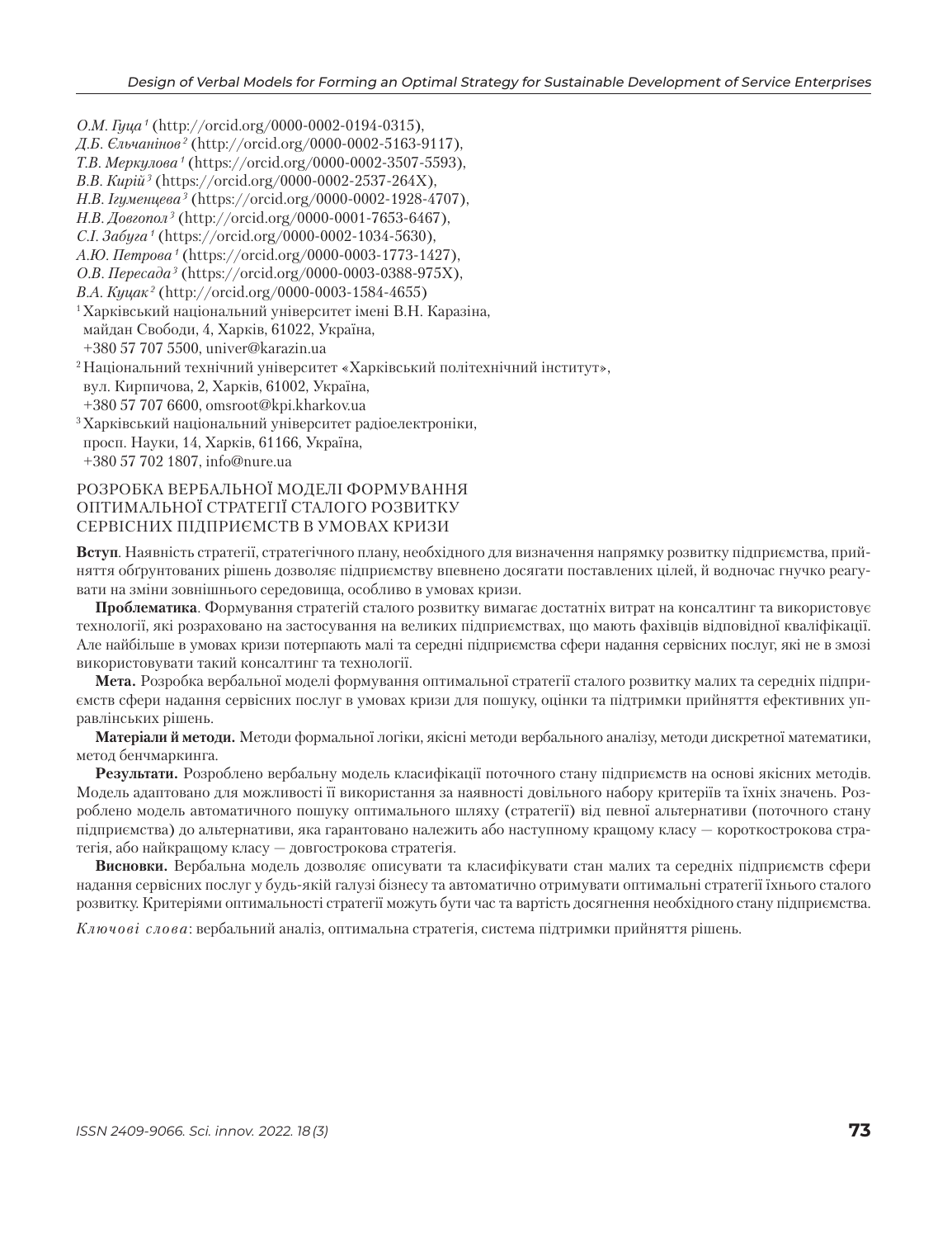*О.М. Гуца* [1] (http://orcid.org/0000-0002-0194-0315),
*Д.Б. Єльчанінов* [2] (http://orcid.org/0000-0002-5163-9117),
*Т.В. Меркулова* [1] (https://orcid.org/0000-0002-3507-5593),
*В.В. Кирій* [3] (https://orcid.org/0000-0002-2537-264X),
*Н.В. Ігуменцева* [3] (https://orcid.org/0000-0002-1928-4707),
*Н.В. Довгопол* [3] (http://orcid.org/0000-0001-7653-6467),
*С.І. Забуга* [1] (https://orcid.org/0000-0002-1034-5630),
*А.Ю. Петрова* [1] (https://orcid.org/0000-0003-1773-1427),
*О.В. Пересада* [3] (https://orcid.org/0000-0003-0388-975X),
*В.А. Куцак* [2] (http://orcid.org/0000-0003-1584-4655)

[1] Харківський національний університет імені В.Н. Каразіна,
майдан Свободи, 4, Харків, 61022, Україна,
+380 57 707 5500, univer@karazin.ua

[2] Національний технічний університет «Харківський політехнічний інститут»,
вул. Кирпичова, 2, Харків, 61002, Україна,
+380 57 707 6600, omsroot@kpi.kharkov.ua

[3] Харківський національний університет радіоелектроніки,
просп. Науки, 14, Харків, 61166, Україна,
+380 57 702 1807, info@nure.ua

## РОЗРОБКА ВЕРБАЛЬНОЇ МОДЕЛІ ФОРМУВАННЯ ОПТИМАЛЬНОЇ СТРАТЕГІЇ СТАЛОГО РОЗВИТКУ СЕРВІСНИХ ПІДПРИЄМСТВ В УМОВАХ КРИЗИ

**Вступ**. Наявність стратегії, стратегічного плану, необхідного для визначення напрямку розвитку підприємства, прийняття обґрунтованих рішень дозволяє підприємству впевнено досягати поставлених цілей, й водночас гнучко реагувати на зміни зовнішнього середовища, особливо в умовах кризи.

**Проблематика**. Формування стратегій сталого розвитку вимагає достатніх витрат на консалтинг та використовує технології, які розраховано на застосування на великих підприємствах, що мають фахівців відповідної кваліфікації. Але найбільше в умовах кризи потерпають малі та середні підприємства сфери надання сервісних послуг, які не в змозі використовувати такий консалтинг та технології.

**Мета.** Розробка вербальної моделі формування оптимальної стратегії сталого розвитку малих та середніх підприємств сфери надання сервісних послуг в умовах кризи для пошуку, оцінки та підтримки прийняття ефективних управлінських рішень.

**Матеріали й методи.** Методи формальної логіки, якісні методи вербального аналізу, методи дискретної математики, метод бенчмаркинга.

**Результати.** Розроблено вербальну модель класифікації поточного стану підприємств на основі якісних методів. Модель адаптовано для можливості її використання за наявності довільного набору критеріїв та їхніх значень. Розроблено модель автоматичного пошуку оптимального шляху (стратегії) від певної альтернативи (поточного стану підприємства) до альтернативи, яка гарантовано належить або наступному кращому класу — короткострокова стратегія, або найкращому класу — довгострокова стратегія.

**Висновки.** Вербальна модель дозволяє описувати та класифікувати стан малих та середніх підприємств сфери надання сервісних послуг у будь-якій галузі бізнесу та автоматично отримувати оптимальні стратегії їхнього сталого розвитку. Критеріями оптимальності стратегії можуть бути час та вартість досягнення необхідного стану підприємства.

*Ключові слова*: вербальний аналіз, оптимальна стратегія, система підтримки прийняття рішень.